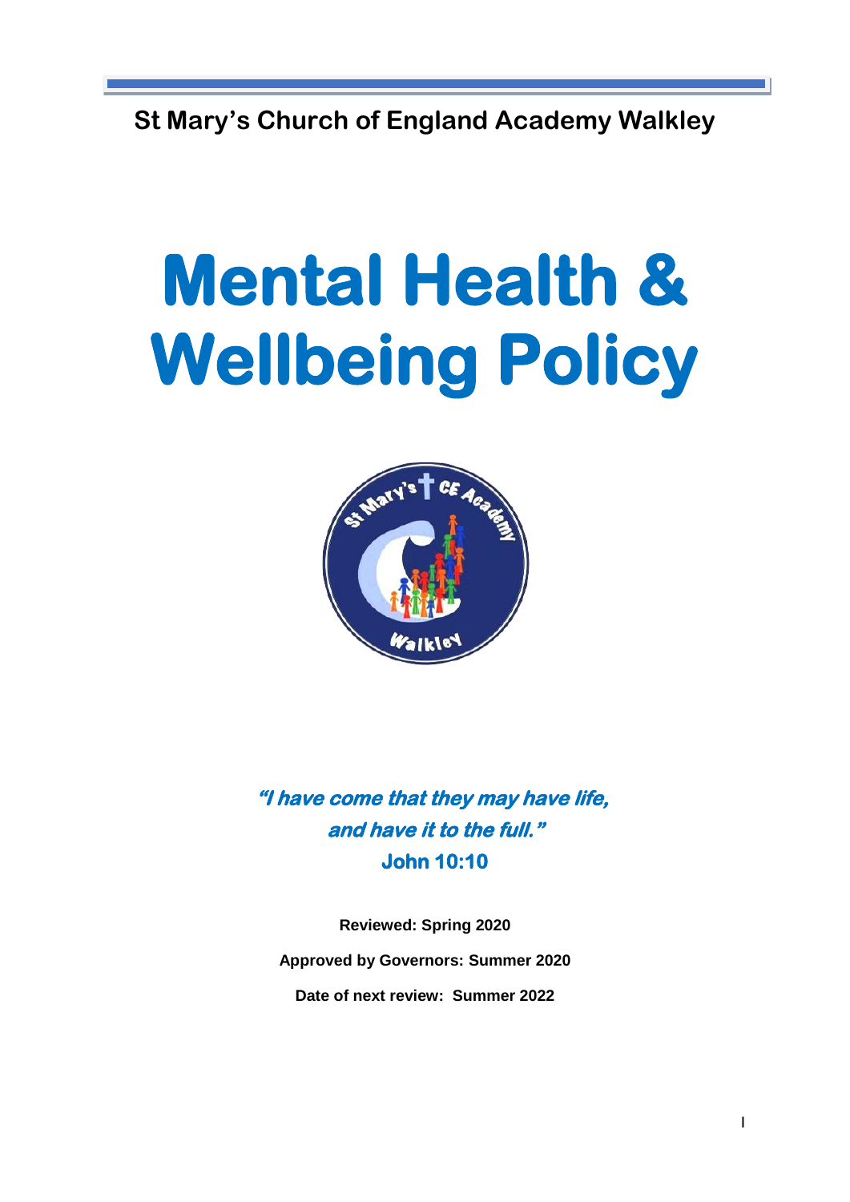**St Mary's Church of England Academy Walkley**

# Mental Health & Wellbeing Policy

***"I have come that they may have life, and have it to the full."***
**John 10:10**

**Reviewed: Spring 2020**

**Approved by Governors: Summer 2020**

**Date of next review: Summer 2022**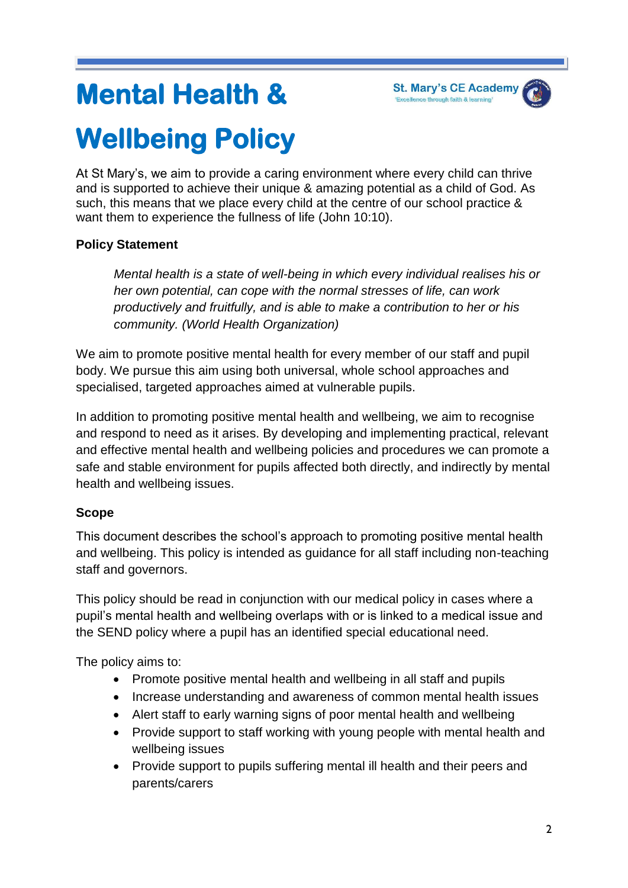# Mental Health & Wellbeing Policy

At St Mary's, we aim to provide a caring environment where every child can thrive and is supported to achieve their unique & amazing potential as a child of God. As such, this means that we place every child at the centre of our school practice & want them to experience the fullness of life (John 10:10).

**Policy Statement**

> *Mental health is a state of well-being in which every individual realises his or her own potential, can cope with the normal stresses of life, can work productively and fruitfully, and is able to make a contribution to her or his community. (World Health Organization)*

We aim to promote positive mental health for every member of our staff and pupil body. We pursue this aim using both universal, whole school approaches and specialised, targeted approaches aimed at vulnerable pupils.

In addition to promoting positive mental health and wellbeing, we aim to recognise and respond to need as it arises. By developing and implementing practical, relevant and effective mental health and wellbeing policies and procedures we can promote a safe and stable environment for pupils affected both directly, and indirectly by mental health and wellbeing issues.

**Scope**

This document describes the school's approach to promoting positive mental health and wellbeing. This policy is intended as guidance for all staff including non-teaching staff and governors.

This policy should be read in conjunction with our medical policy in cases where a pupil's mental health and wellbeing overlaps with or is linked to a medical issue and the SEND policy where a pupil has an identified special educational need.

The policy aims to:

- Promote positive mental health and wellbeing in all staff and pupils
- Increase understanding and awareness of common mental health issues
- Alert staff to early warning signs of poor mental health and wellbeing
- Provide support to staff working with young people with mental health and wellbeing issues
- Provide support to pupils suffering mental ill health and their peers and parents/carers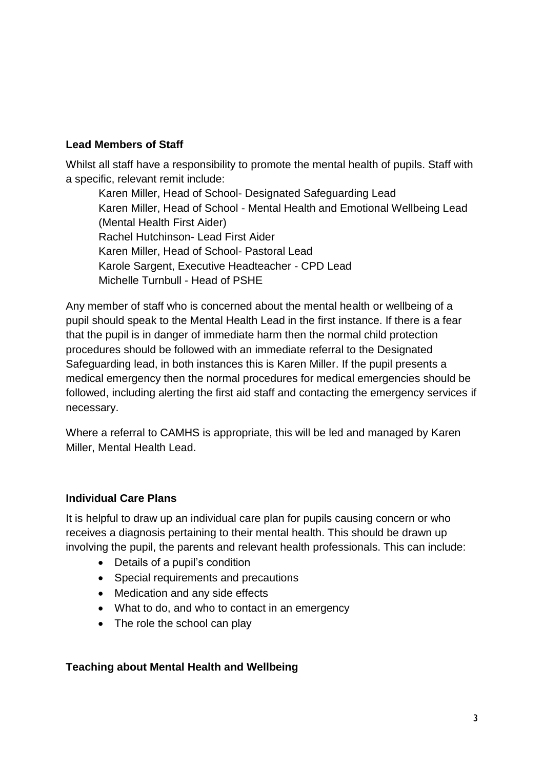**Lead Members of Staff**

Whilst all staff have a responsibility to promote the mental health of pupils. Staff with a specific, relevant remit include:

Karen Miller, Head of School- Designated Safeguarding Lead
Karen Miller, Head of School - Mental Health and Emotional Wellbeing Lead (Mental Health First Aider)
Rachel Hutchinson- Lead First Aider
Karen Miller, Head of School- Pastoral Lead
Karole Sargent, Executive Headteacher - CPD Lead
Michelle Turnbull - Head of PSHE

Any member of staff who is concerned about the mental health or wellbeing of a pupil should speak to the Mental Health Lead in the first instance. If there is a fear that the pupil is in danger of immediate harm then the normal child protection procedures should be followed with an immediate referral to the Designated Safeguarding lead, in both instances this is Karen Miller. If the pupil presents a medical emergency then the normal procedures for medical emergencies should be followed, including alerting the first aid staff and contacting the emergency services if necessary.

Where a referral to CAMHS is appropriate, this will be led and managed by Karen Miller, Mental Health Lead.

**Individual Care Plans**

It is helpful to draw up an individual care plan for pupils causing concern or who receives a diagnosis pertaining to their mental health. This should be drawn up involving the pupil, the parents and relevant health professionals. This can include:

- Details of a pupil's condition
- Special requirements and precautions
- Medication and any side effects
- What to do, and who to contact in an emergency
- The role the school can play

**Teaching about Mental Health and Wellbeing**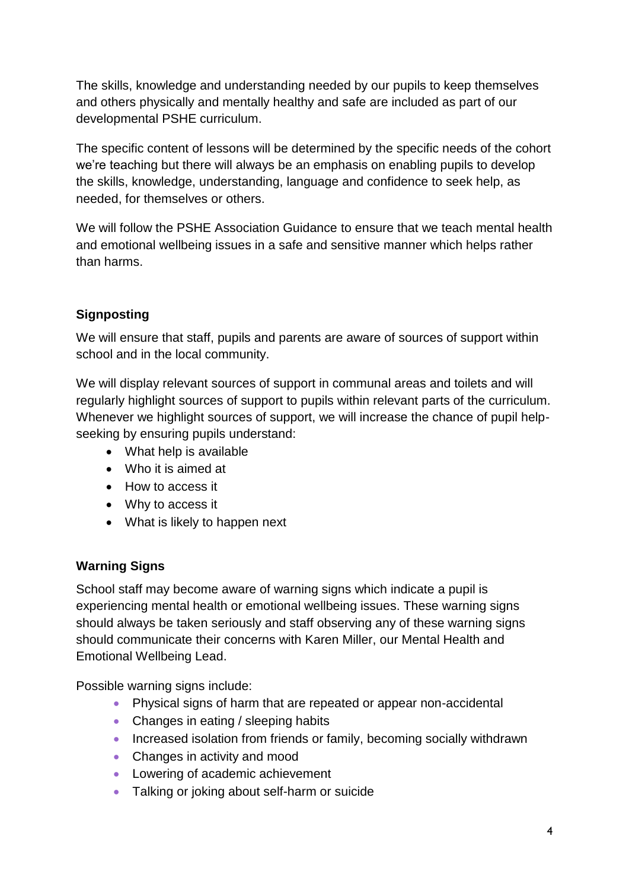The skills, knowledge and understanding needed by our pupils to keep themselves and others physically and mentally healthy and safe are included as part of our developmental PSHE curriculum.

The specific content of lessons will be determined by the specific needs of the cohort we're teaching but there will always be an emphasis on enabling pupils to develop the skills, knowledge, understanding, language and confidence to seek help, as needed, for themselves or others.

We will follow the PSHE Association Guidance to ensure that we teach mental health and emotional wellbeing issues in a safe and sensitive manner which helps rather than harms.

## Signposting

We will ensure that staff, pupils and parents are aware of sources of support within school and in the local community.

We will display relevant sources of support in communal areas and toilets and will regularly highlight sources of support to pupils within relevant parts of the curriculum. Whenever we highlight sources of support, we will increase the chance of pupil help-seeking by ensuring pupils understand:

- What help is available
- Who it is aimed at
- How to access it
- Why to access it
- What is likely to happen next

## Warning Signs

School staff may become aware of warning signs which indicate a pupil is experiencing mental health or emotional wellbeing issues. These warning signs should always be taken seriously and staff observing any of these warning signs should communicate their concerns with Karen Miller, our Mental Health and Emotional Wellbeing Lead.

Possible warning signs include:

- Physical signs of harm that are repeated or appear non-accidental
- Changes in eating / sleeping habits
- Increased isolation from friends or family, becoming socially withdrawn
- Changes in activity and mood
- Lowering of academic achievement
- Talking or joking about self-harm or suicide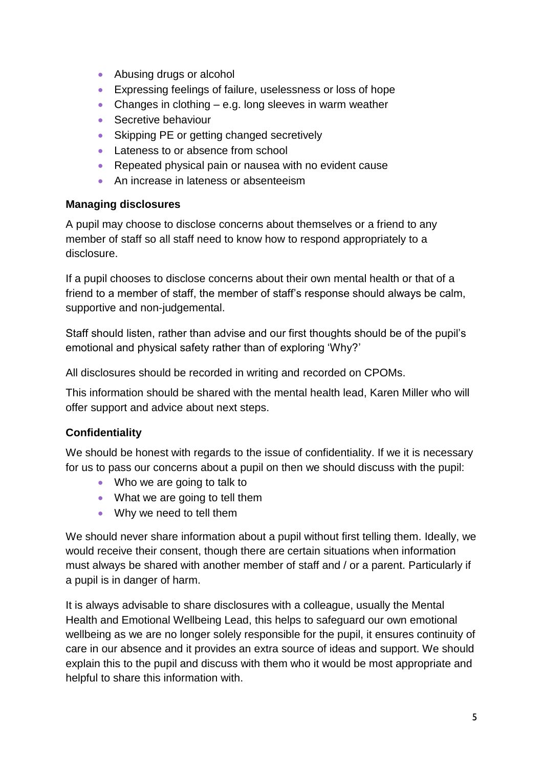- Abusing drugs or alcohol
- Expressing feelings of failure, uselessness or loss of hope
- Changes in clothing – e.g. long sleeves in warm weather
- Secretive behaviour
- Skipping PE or getting changed secretively
- Lateness to or absence from school
- Repeated physical pain or nausea with no evident cause
- An increase in lateness or absenteeism

**Managing disclosures**

A pupil may choose to disclose concerns about themselves or a friend to any member of staff so all staff need to know how to respond appropriately to a disclosure.

If a pupil chooses to disclose concerns about their own mental health or that of a friend to a member of staff, the member of staff's response should always be calm, supportive and non-judgemental.

Staff should listen, rather than advise and our first thoughts should be of the pupil's emotional and physical safety rather than of exploring 'Why?'

All disclosures should be recorded in writing and recorded on CPOMs.

This information should be shared with the mental health lead, Karen Miller who will offer support and advice about next steps.

**Confidentiality**

We should be honest with regards to the issue of confidentiality. If we it is necessary for us to pass our concerns about a pupil on then we should discuss with the pupil:

- Who we are going to talk to
- What we are going to tell them
- Why we need to tell them

We should never share information about a pupil without first telling them. Ideally, we would receive their consent, though there are certain situations when information must always be shared with another member of staff and / or a parent. Particularly if a pupil is in danger of harm.

It is always advisable to share disclosures with a colleague, usually the Mental Health and Emotional Wellbeing Lead, this helps to safeguard our own emotional wellbeing as we are no longer solely responsible for the pupil, it ensures continuity of care in our absence and it provides an extra source of ideas and support. We should explain this to the pupil and discuss with them who it would be most appropriate and helpful to share this information with.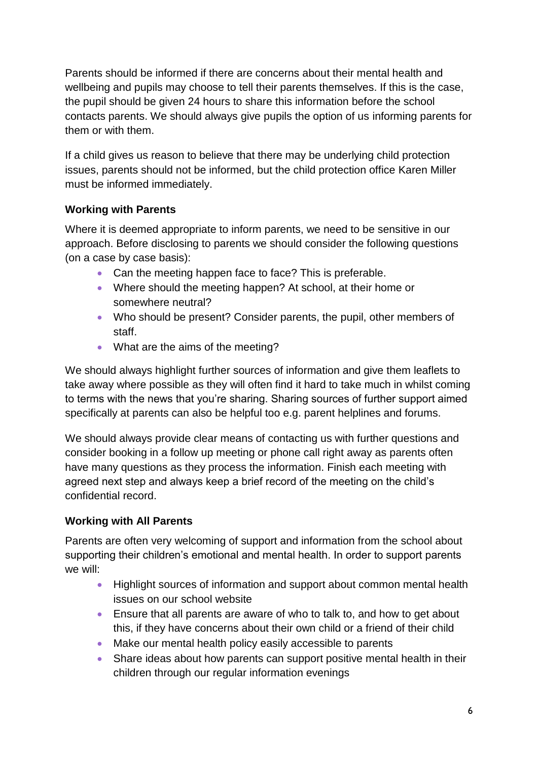Parents should be informed if there are concerns about their mental health and wellbeing and pupils may choose to tell their parents themselves. If this is the case, the pupil should be given 24 hours to share this information before the school contacts parents. We should always give pupils the option of us informing parents for them or with them.

If a child gives us reason to believe that there may be underlying child protection issues, parents should not be informed, but the child protection office Karen Miller must be informed immediately.

**Working with Parents**

Where it is deemed appropriate to inform parents, we need to be sensitive in our approach. Before disclosing to parents we should consider the following questions (on a case by case basis):

- Can the meeting happen face to face? This is preferable.
- Where should the meeting happen? At school, at their home or somewhere neutral?
- Who should be present? Consider parents, the pupil, other members of staff.
- What are the aims of the meeting?

We should always highlight further sources of information and give them leaflets to take away where possible as they will often find it hard to take much in whilst coming to terms with the news that you're sharing. Sharing sources of further support aimed specifically at parents can also be helpful too e.g. parent helplines and forums.

We should always provide clear means of contacting us with further questions and consider booking in a follow up meeting or phone call right away as parents often have many questions as they process the information. Finish each meeting with agreed next step and always keep a brief record of the meeting on the child's confidential record.

**Working with All Parents**

Parents are often very welcoming of support and information from the school about supporting their children's emotional and mental health. In order to support parents we will:

- Highlight sources of information and support about common mental health issues on our school website
- Ensure that all parents are aware of who to talk to, and how to get about this, if they have concerns about their own child or a friend of their child
- Make our mental health policy easily accessible to parents
- Share ideas about how parents can support positive mental health in their children through our regular information evenings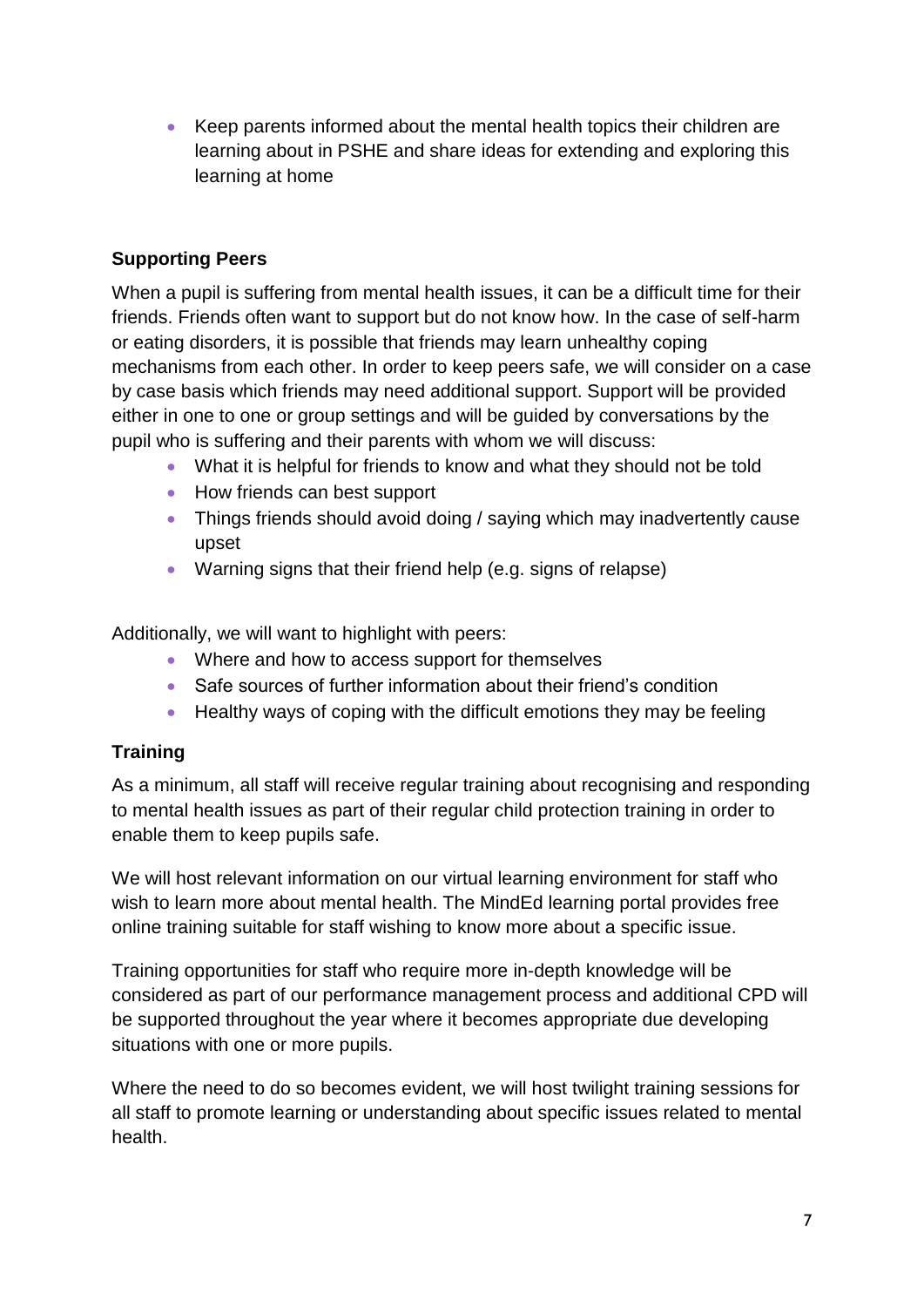- Keep parents informed about the mental health topics their children are learning about in PSHE and share ideas for extending and exploring this learning at home

### Supporting Peers

When a pupil is suffering from mental health issues, it can be a difficult time for their friends. Friends often want to support but do not know how. In the case of self-harm or eating disorders, it is possible that friends may learn unhealthy coping mechanisms from each other. In order to keep peers safe, we will consider on a case by case basis which friends may need additional support. Support will be provided either in one to one or group settings and will be guided by conversations by the pupil who is suffering and their parents with whom we will discuss:

- What it is helpful for friends to know and what they should not be told
- How friends can best support
- Things friends should avoid doing / saying which may inadvertently cause upset
- Warning signs that their friend help (e.g. signs of relapse)

Additionally, we will want to highlight with peers:

- Where and how to access support for themselves
- Safe sources of further information about their friend's condition
- Healthy ways of coping with the difficult emotions they may be feeling

### Training

As a minimum, all staff will receive regular training about recognising and responding to mental health issues as part of their regular child protection training in order to enable them to keep pupils safe.

We will host relevant information on our virtual learning environment for staff who wish to learn more about mental health. The MindEd learning portal provides free online training suitable for staff wishing to know more about a specific issue.

Training opportunities for staff who require more in-depth knowledge will be considered as part of our performance management process and additional CPD will be supported throughout the year where it becomes appropriate due developing situations with one or more pupils.

Where the need to do so becomes evident, we will host twilight training sessions for all staff to promote learning or understanding about specific issues related to mental health.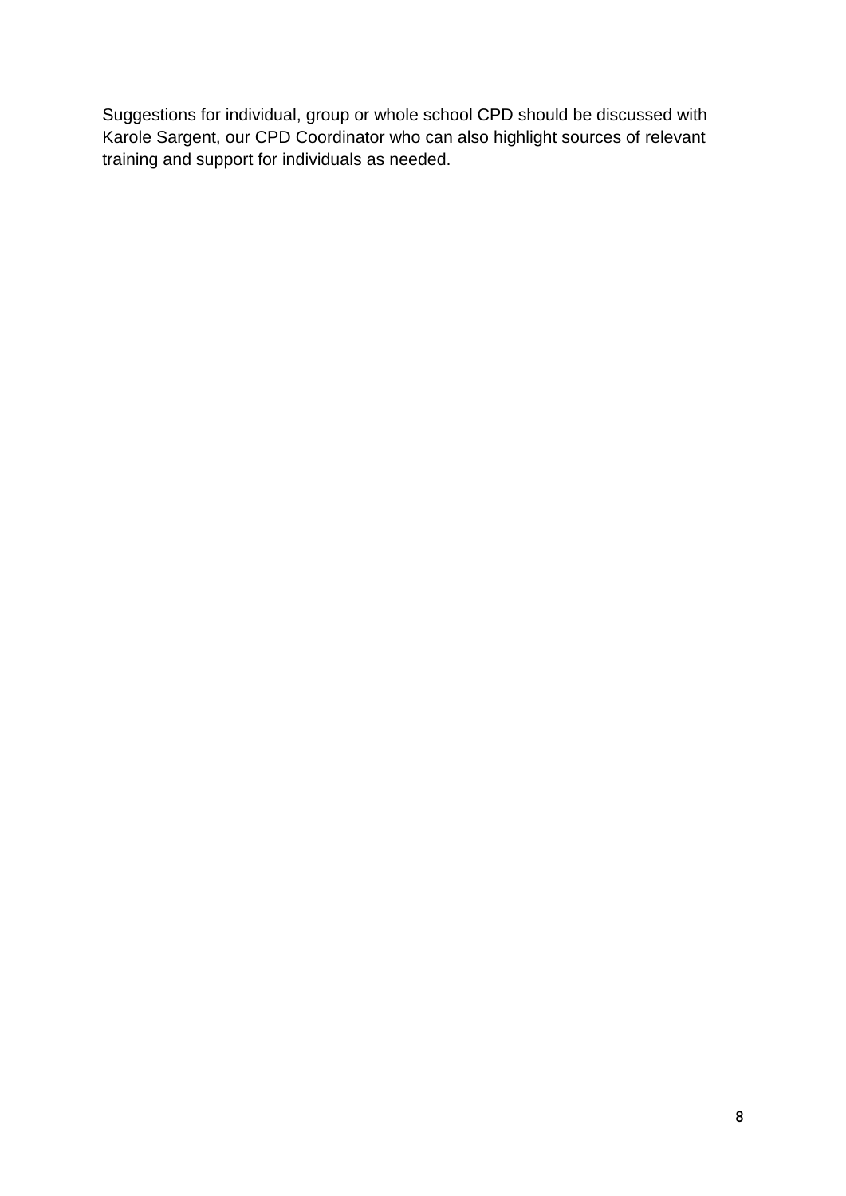Suggestions for individual, group or whole school CPD should be discussed with Karole Sargent, our CPD Coordinator who can also highlight sources of relevant training and support for individuals as needed.